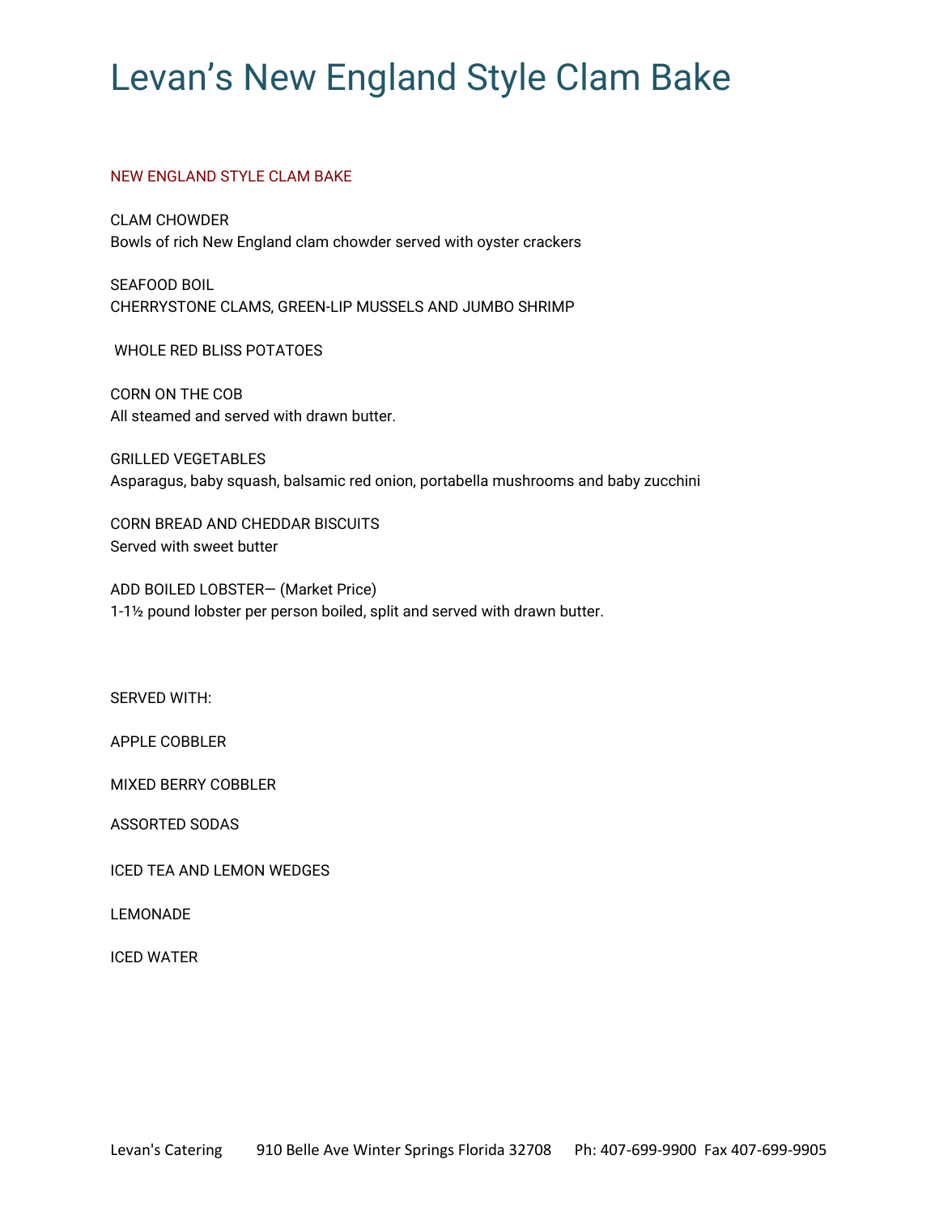# Levan's New England Style Clam Bake

## NEW ENGLAND STYLE CLAM BAKE

CLAM CHOWDER
Bowls of rich New England clam chowder served with oyster crackers

SEAFOOD BOIL
CHERRYSTONE CLAMS, GREEN-LIP MUSSELS AND JUMBO SHRIMP

WHOLE RED BLISS POTATOES

CORN ON THE COB
All steamed and served with drawn butter.

GRILLED VEGETABLES
Asparagus, baby squash, balsamic red onion, portabella mushrooms and baby zucchini

CORN BREAD AND CHEDDAR BISCUITS
Served with sweet butter

ADD BOILED LOBSTER— (Market Price)
1-1½ pound lobster per person boiled, split and served with drawn butter.

SERVED WITH:

APPLE COBBLER

MIXED BERRY COBBLER

ASSORTED SODAS

ICED TEA AND LEMON WEDGES

LEMONADE

ICED WATER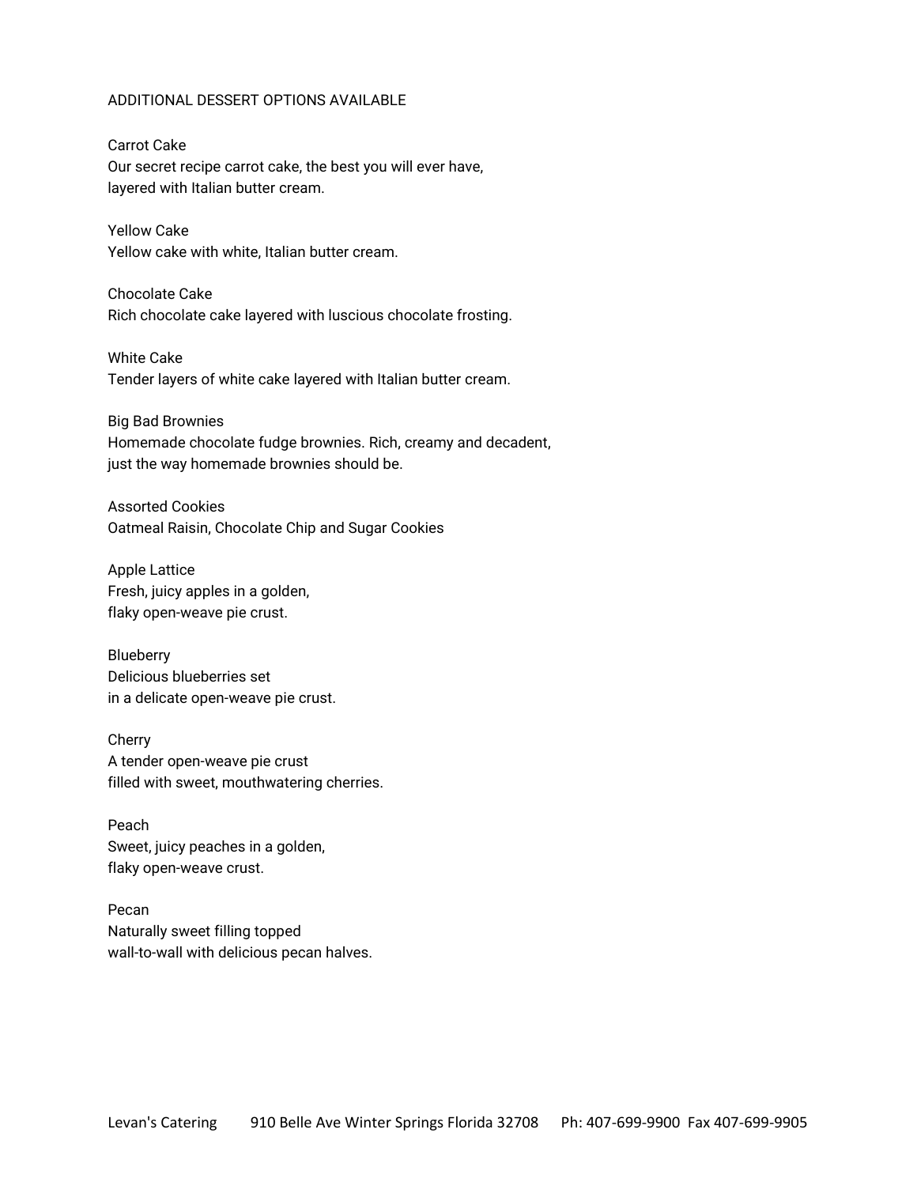## ADDITIONAL DESSERT OPTIONS AVAILABLE

**Carrot Cake**
Our secret recipe carrot cake, the best you will ever have,
layered with Italian butter cream.

**Yellow Cake**
Yellow cake with white, Italian butter cream.

**Chocolate Cake**
Rich chocolate cake layered with luscious chocolate frosting.

**White Cake**
Tender layers of white cake layered with Italian butter cream.

**Big Bad Brownies**
Homemade chocolate fudge brownies. Rich, creamy and decadent,
just the way homemade brownies should be.

**Assorted Cookies**
Oatmeal Raisin, Chocolate Chip and Sugar Cookies

**Apple Lattice**
Fresh, juicy apples in a golden,
flaky open-weave pie crust.

**Blueberry**
Delicious blueberries set
in a delicate open-weave pie crust.

**Cherry**
A tender open-weave pie crust
filled with sweet, mouthwatering cherries.

**Peach**
Sweet, juicy peaches in a golden,
flaky open-weave crust.

**Pecan**
Naturally sweet filling topped
wall-to-wall with delicious pecan halves.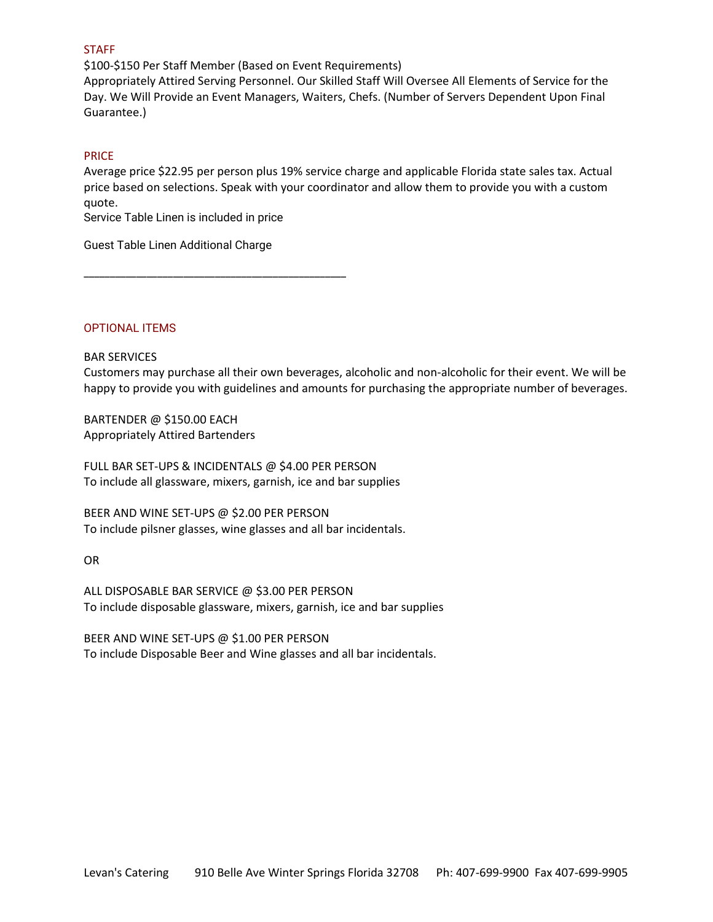## STAFF

$100-$150 Per Staff Member (Based on Event Requirements)
Appropriately Attired Serving Personnel. Our Skilled Staff Will Oversee All Elements of Service for the Day. We Will Provide an Event Managers, Waiters, Chefs. (Number of Servers Dependent Upon Final Guarantee.)

## PRICE

Average price $22.95 per person plus 19% service charge and applicable Florida state sales tax. Actual price based on selections. Speak with your coordinator and allow them to provide you with a custom quote.
Service Table Linen is included in price

Guest Table Linen Additional Charge

---

## OPTIONAL ITEMS

BAR SERVICES
Customers may purchase all their own beverages, alcoholic and non-alcoholic for their event. We will be happy to provide you with guidelines and amounts for purchasing the appropriate number of beverages.

BARTENDER @ $150.00 EACH
Appropriately Attired Bartenders

FULL BAR SET-UPS & INCIDENTALS @ $4.00 PER PERSON
To include all glassware, mixers, garnish, ice and bar supplies

BEER AND WINE SET-UPS @ $2.00 PER PERSON
To include pilsner glasses, wine glasses and all bar incidentals.

OR

ALL DISPOSABLE BAR SERVICE @ $3.00 PER PERSON
To include disposable glassware, mixers, garnish, ice and bar supplies

BEER AND WINE SET-UPS @ $1.00 PER PERSON
To include Disposable Beer and Wine glasses and all bar incidentals.

Levan's Catering 910 Belle Ave Winter Springs Florida 32708 Ph: 407-699-9900 Fax 407-699-9905